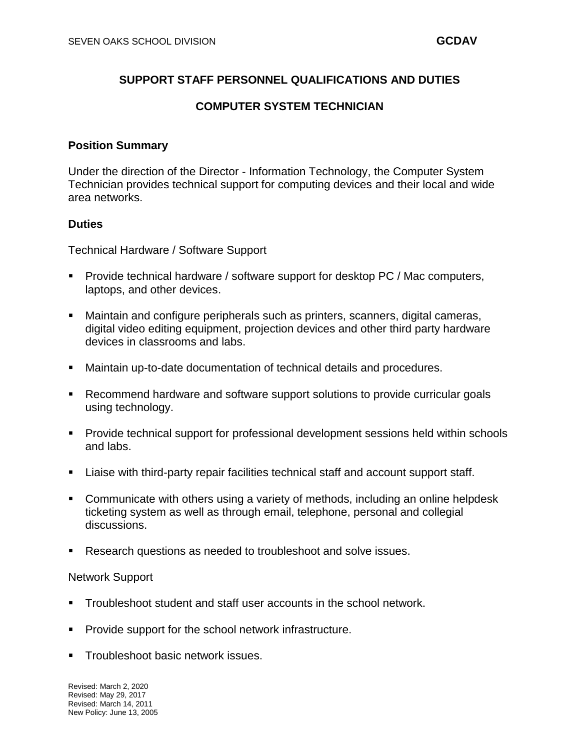# SUPPORT STAFF PERSONNEL QUALIFICATIONS AND DUTIES

## COMPUTER SYSTEM TECHNICIAN

### Position Summary

Under the direction of the Director - Information Technology, the Computer System Technician provides technical support for computing devices and their local and wide area networks.

### Duties

Technical Hardware / Software Support

- Provide technical hardware / software support for desktop PC / Mac computers, laptops, and other devices.
- Maintain and configure peripherals such as printers, scanners, digital cameras, digital video editing equipment, projection devices and other third party hardware devices in classrooms and labs.
- Maintain up-to-date documentation of technical details and procedures.
- Recommend hardware and software support solutions to provide curricular goals using technology.
- Provide technical support for professional development sessions held within schools and labs.
- Liaise with third-party repair facilities technical staff and account support staff.
- Communicate with others using a variety of methods, including an online helpdesk ticketing system as well as through email, telephone, personal and collegial discussions.
- Research questions as needed to troubleshoot and solve issues.

Network Support

- Troubleshoot student and staff user accounts in the school network.
- Provide support for the school network infrastructure.
- Troubleshoot basic network issues.

Revised: March 2, 2020
Revised: May 29, 2017
Revised: March 14, 2011
New Policy: June 13, 2005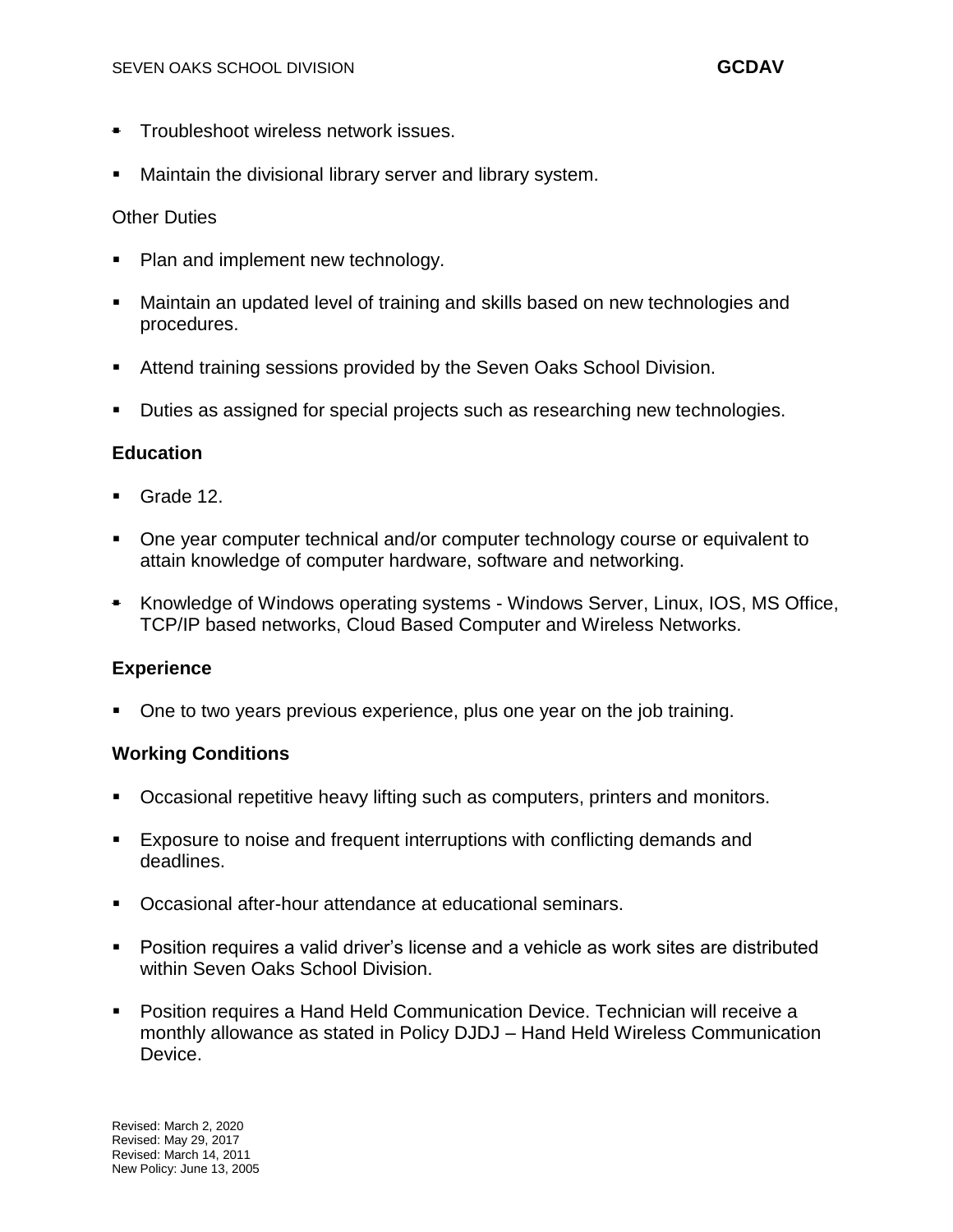- Troubleshoot wireless network issues.
- Maintain the divisional library server and library system.

Other Duties

- Plan and implement new technology.
- Maintain an updated level of training and skills based on new technologies and procedures.
- Attend training sessions provided by the Seven Oaks School Division.
- Duties as assigned for special projects such as researching new technologies.

### Education

- Grade 12.
- One year computer technical and/or computer technology course or equivalent to attain knowledge of computer hardware, software and networking.
- Knowledge of Windows operating systems - Windows Server, Linux, IOS, MS Office, TCP/IP based networks, Cloud Based Computer and Wireless Networks.

### Experience

- One to two years previous experience, plus one year on the job training.

### Working Conditions

- Occasional repetitive heavy lifting such as computers, printers and monitors.
- Exposure to noise and frequent interruptions with conflicting demands and deadlines.
- Occasional after-hour attendance at educational seminars.
- Position requires a valid driver's license and a vehicle as work sites are distributed within Seven Oaks School Division.
- Position requires a Hand Held Communication Device. Technician will receive a monthly allowance as stated in Policy DJDJ – Hand Held Wireless Communication Device.

Revised: March 2, 2020
Revised: May 29, 2017
Revised: March 14, 2011
New Policy: June 13, 2005